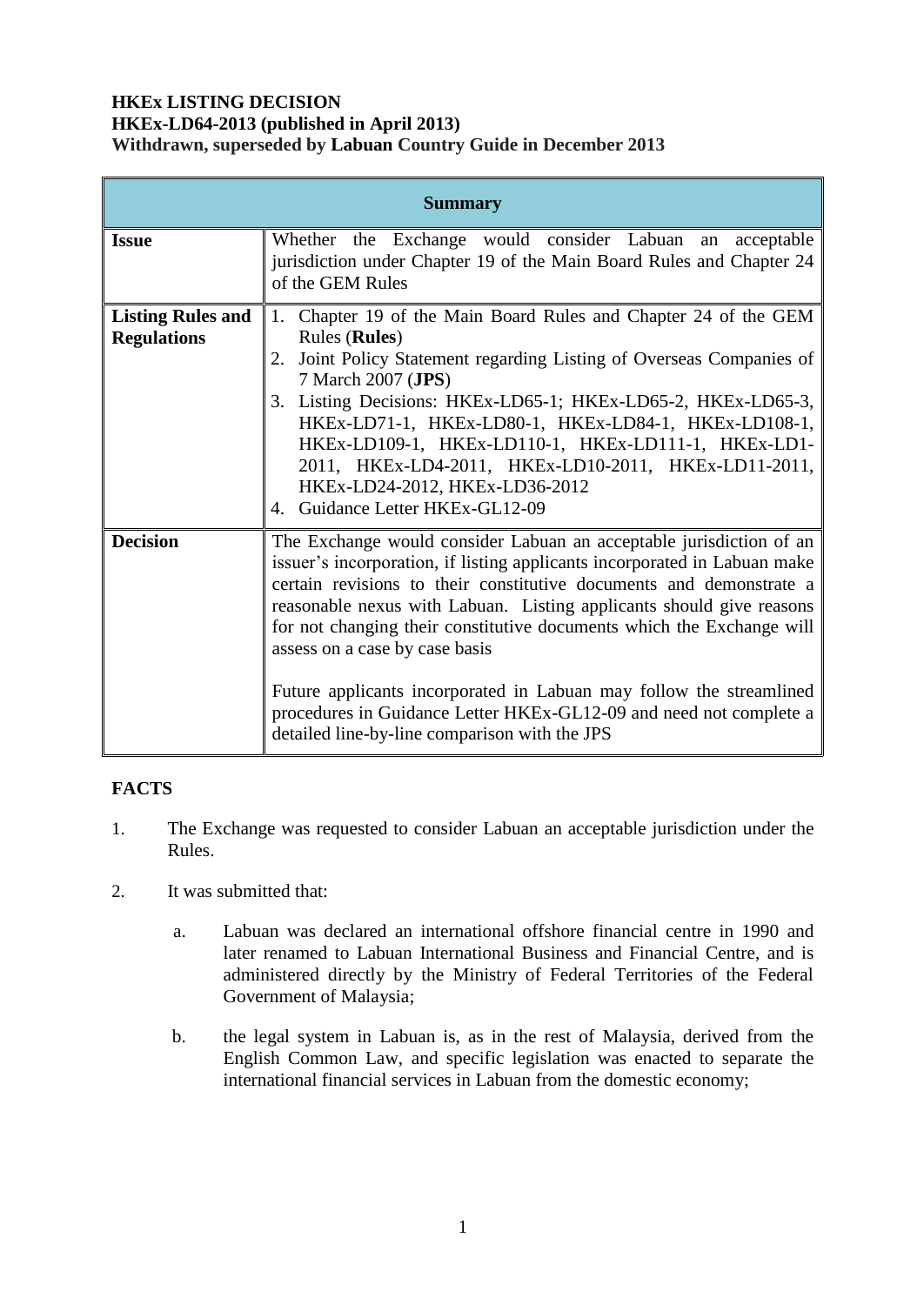**HKEx LISTING DECISION**
**HKEx-LD64-2013 (published in April 2013)**
**Withdrawn, superseded by Labuan Country Guide in December 2013**

| **Summary** | |
|---|---|
| **Issue** | Whether the Exchange would consider Labuan an acceptable jurisdiction under Chapter 19 of the Main Board Rules and Chapter 24 of the GEM Rules |
| **Listing Rules and Regulations** | 1. Chapter 19 of the Main Board Rules and Chapter 24 of the GEM Rules (**Rules**)<br>2. Joint Policy Statement regarding Listing of Overseas Companies of 7 March 2007 (**JPS**)<br>3. Listing Decisions: HKEx-LD65-1; HKEx-LD65-2, HKEx-LD65-3, HKEx-LD71-1, HKEx-LD80-1, HKEx-LD84-1, HKEx-LD108-1, HKEx-LD109-1, HKEx-LD110-1, HKEx-LD111-1, HKEx-LD1-2011, HKEx-LD4-2011, HKEx-LD10-2011, HKEx-LD11-2011, HKEx-LD24-2012, HKEx-LD36-2012<br>4. Guidance Letter HKEx-GL12-09 |
| **Decision** | The Exchange would consider Labuan an acceptable jurisdiction of an issuer's incorporation, if listing applicants incorporated in Labuan make certain revisions to their constitutive documents and demonstrate a reasonable nexus with Labuan. Listing applicants should give reasons for not changing their constitutive documents which the Exchange will assess on a case by case basis<br><br>Future applicants incorporated in Labuan may follow the streamlined procedures in Guidance Letter HKEx-GL12-09 and need not complete a detailed line-by-line comparison with the JPS |

## FACTS

1. The Exchange was requested to consider Labuan an acceptable jurisdiction under the Rules.

2. It was submitted that:

   a. Labuan was declared an international offshore financial centre in 1990 and later renamed to Labuan International Business and Financial Centre, and is administered directly by the Ministry of Federal Territories of the Federal Government of Malaysia;

   b. the legal system in Labuan is, as in the rest of Malaysia, derived from the English Common Law, and specific legislation was enacted to separate the international financial services in Labuan from the domestic economy;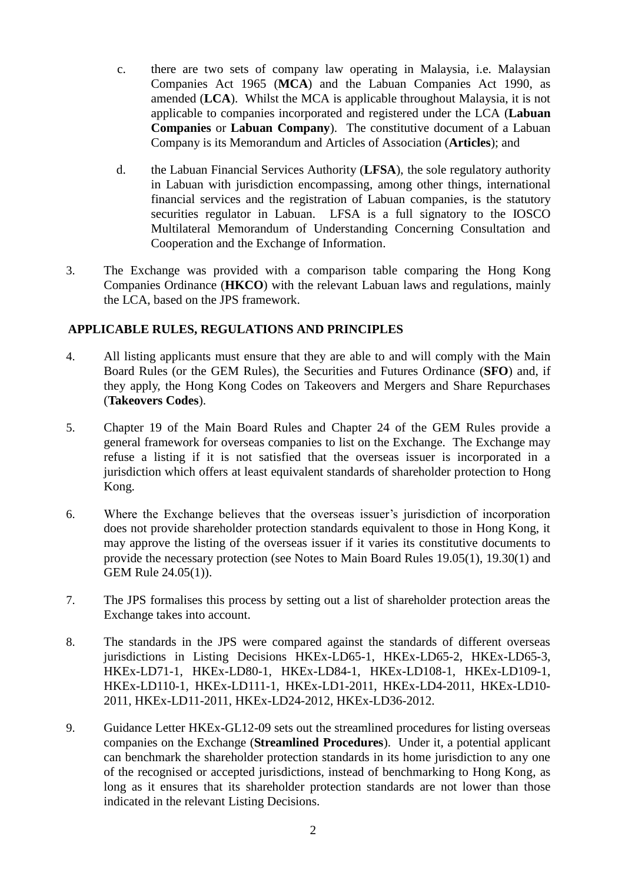c. there are two sets of company law operating in Malaysia, i.e. Malaysian Companies Act 1965 (**MCA**) and the Labuan Companies Act 1990, as amended (**LCA**). Whilst the MCA is applicable throughout Malaysia, it is not applicable to companies incorporated and registered under the LCA (**Labuan Companies** or **Labuan Company**). The constitutive document of a Labuan Company is its Memorandum and Articles of Association (**Articles**); and

d. the Labuan Financial Services Authority (**LFSA**), the sole regulatory authority in Labuan with jurisdiction encompassing, among other things, international financial services and the registration of Labuan companies, is the statutory securities regulator in Labuan. LFSA is a full signatory to the IOSCO Multilateral Memorandum of Understanding Concerning Consultation and Cooperation and the Exchange of Information.

3. The Exchange was provided with a comparison table comparing the Hong Kong Companies Ordinance (**HKCO**) with the relevant Labuan laws and regulations, mainly the LCA, based on the JPS framework.

## APPLICABLE RULES, REGULATIONS AND PRINCIPLES

4. All listing applicants must ensure that they are able to and will comply with the Main Board Rules (or the GEM Rules), the Securities and Futures Ordinance (**SFO**) and, if they apply, the Hong Kong Codes on Takeovers and Mergers and Share Repurchases (**Takeovers Codes**).

5. Chapter 19 of the Main Board Rules and Chapter 24 of the GEM Rules provide a general framework for overseas companies to list on the Exchange. The Exchange may refuse a listing if it is not satisfied that the overseas issuer is incorporated in a jurisdiction which offers at least equivalent standards of shareholder protection to Hong Kong.

6. Where the Exchange believes that the overseas issuer's jurisdiction of incorporation does not provide shareholder protection standards equivalent to those in Hong Kong, it may approve the listing of the overseas issuer if it varies its constitutive documents to provide the necessary protection (see Notes to Main Board Rules 19.05(1), 19.30(1) and GEM Rule 24.05(1)).

7. The JPS formalises this process by setting out a list of shareholder protection areas the Exchange takes into account.

8. The standards in the JPS were compared against the standards of different overseas jurisdictions in Listing Decisions HKEx-LD65-1, HKEx-LD65-2, HKEx-LD65-3, HKEx-LD71-1, HKEx-LD80-1, HKEx-LD84-1, HKEx-LD108-1, HKEx-LD109-1, HKEx-LD110-1, HKEx-LD111-1, HKEx-LD1-2011, HKEx-LD4-2011, HKEx-LD10-2011, HKEx-LD11-2011, HKEx-LD24-2012, HKEx-LD36-2012.

9. Guidance Letter HKEx-GL12-09 sets out the streamlined procedures for listing overseas companies on the Exchange (**Streamlined Procedures**). Under it, a potential applicant can benchmark the shareholder protection standards in its home jurisdiction to any one of the recognised or accepted jurisdictions, instead of benchmarking to Hong Kong, as long as it ensures that its shareholder protection standards are not lower than those indicated in the relevant Listing Decisions.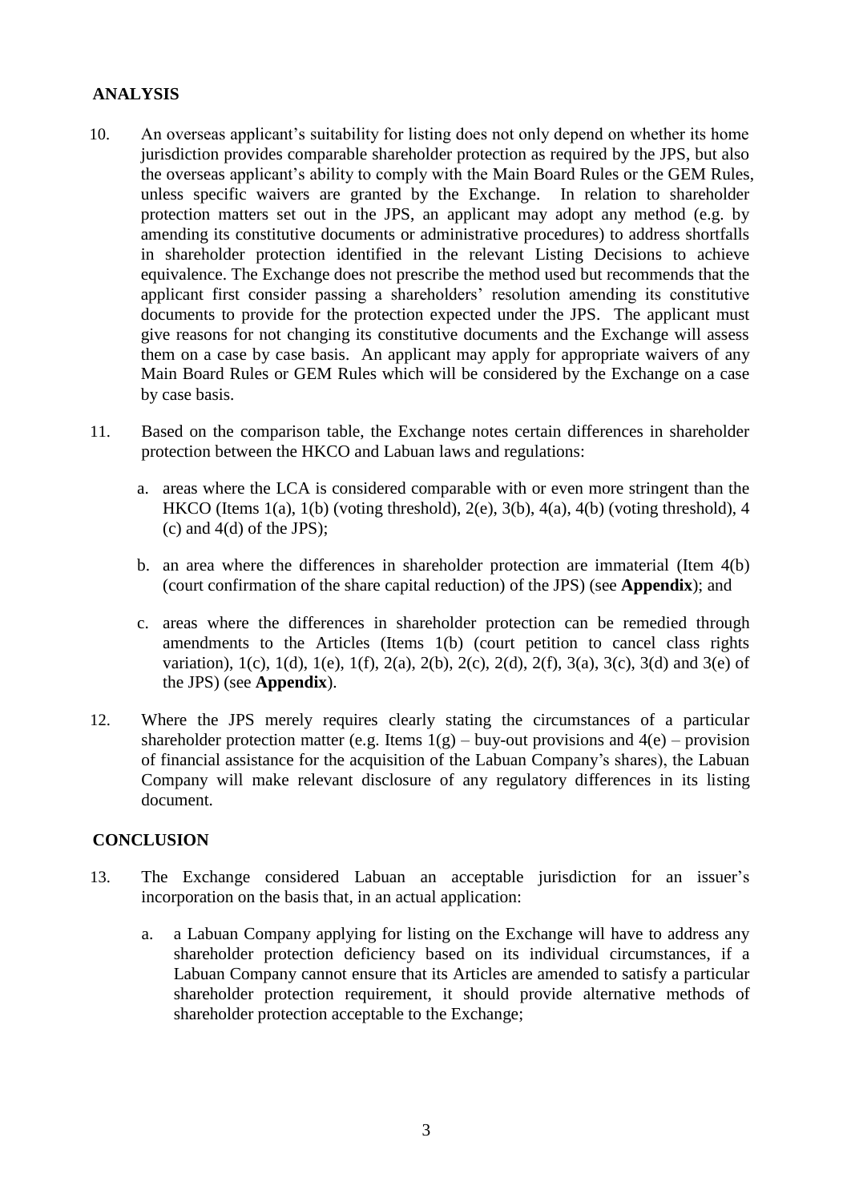## ANALYSIS

10. An overseas applicant's suitability for listing does not only depend on whether its home jurisdiction provides comparable shareholder protection as required by the JPS, but also the overseas applicant's ability to comply with the Main Board Rules or the GEM Rules, unless specific waivers are granted by the Exchange. In relation to shareholder protection matters set out in the JPS, an applicant may adopt any method (e.g. by amending its constitutive documents or administrative procedures) to address shortfalls in shareholder protection identified in the relevant Listing Decisions to achieve equivalence. The Exchange does not prescribe the method used but recommends that the applicant first consider passing a shareholders' resolution amending its constitutive documents to provide for the protection expected under the JPS. The applicant must give reasons for not changing its constitutive documents and the Exchange will assess them on a case by case basis. An applicant may apply for appropriate waivers of any Main Board Rules or GEM Rules which will be considered by the Exchange on a case by case basis.

11. Based on the comparison table, the Exchange notes certain differences in shareholder protection between the HKCO and Labuan laws and regulations:

    a. areas where the LCA is considered comparable with or even more stringent than the HKCO (Items 1(a), 1(b) (voting threshold), 2(e), 3(b), 4(a), 4(b) (voting threshold), 4 (c) and 4(d) of the JPS);

    b. an area where the differences in shareholder protection are immaterial (Item 4(b) (court confirmation of the share capital reduction) of the JPS) (see **Appendix**); and

    c. areas where the differences in shareholder protection can be remedied through amendments to the Articles (Items 1(b) (court petition to cancel class rights variation), 1(c), 1(d), 1(e), 1(f), 2(a), 2(b), 2(c), 2(d), 2(f), 3(a), 3(c), 3(d) and 3(e) of the JPS) (see **Appendix**).

12. Where the JPS merely requires clearly stating the circumstances of a particular shareholder protection matter (e.g. Items 1(g) – buy-out provisions and 4(e) – provision of financial assistance for the acquisition of the Labuan Company's shares), the Labuan Company will make relevant disclosure of any regulatory differences in its listing document.

## CONCLUSION

13. The Exchange considered Labuan an acceptable jurisdiction for an issuer's incorporation on the basis that, in an actual application:

    a. a Labuan Company applying for listing on the Exchange will have to address any shareholder protection deficiency based on its individual circumstances, if a Labuan Company cannot ensure that its Articles are amended to satisfy a particular shareholder protection requirement, it should provide alternative methods of shareholder protection acceptable to the Exchange;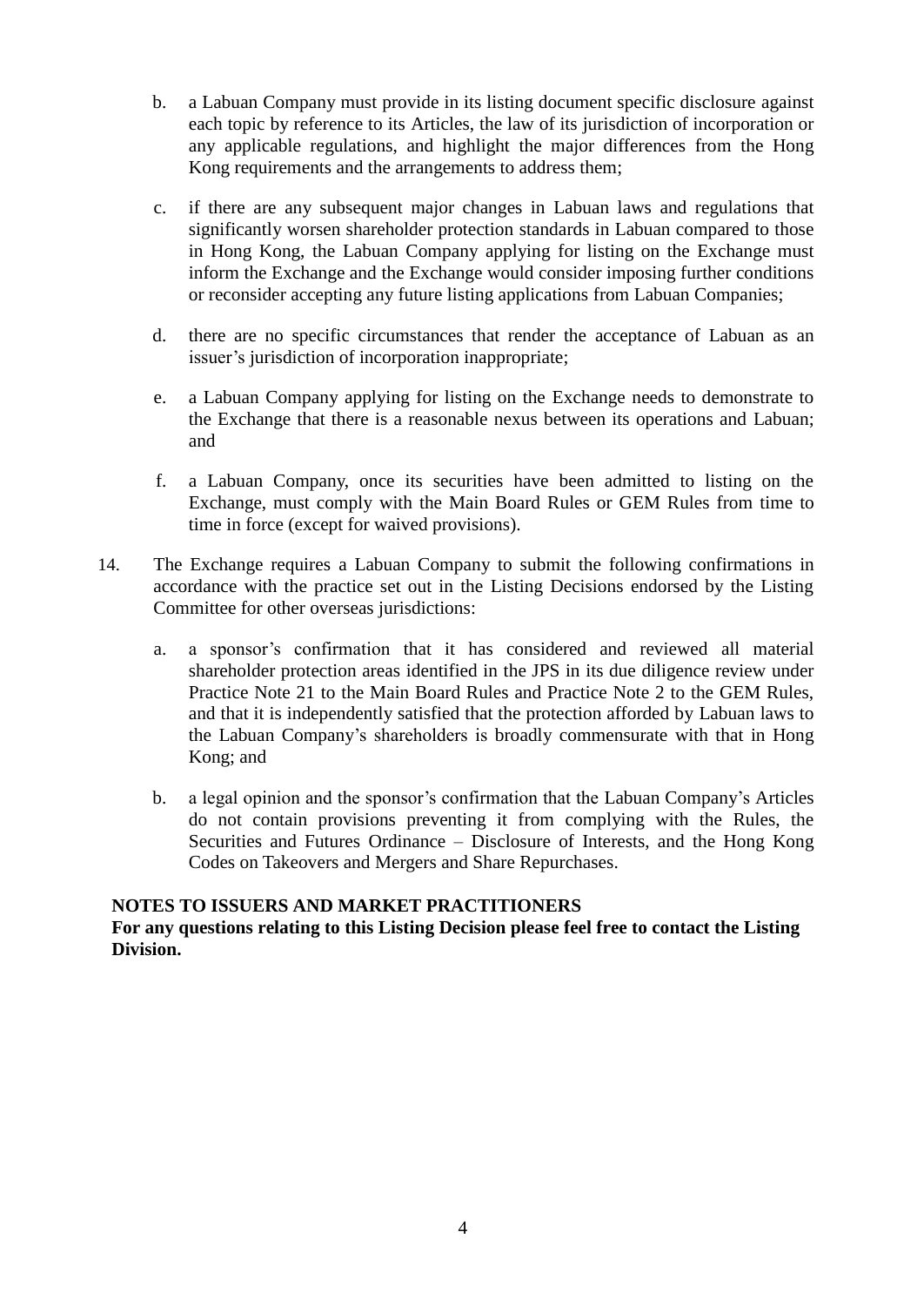b. a Labuan Company must provide in its listing document specific disclosure against each topic by reference to its Articles, the law of its jurisdiction of incorporation or any applicable regulations, and highlight the major differences from the Hong Kong requirements and the arrangements to address them;

c. if there are any subsequent major changes in Labuan laws and regulations that significantly worsen shareholder protection standards in Labuan compared to those in Hong Kong, the Labuan Company applying for listing on the Exchange must inform the Exchange and the Exchange would consider imposing further conditions or reconsider accepting any future listing applications from Labuan Companies;

d. there are no specific circumstances that render the acceptance of Labuan as an issuer's jurisdiction of incorporation inappropriate;

e. a Labuan Company applying for listing on the Exchange needs to demonstrate to the Exchange that there is a reasonable nexus between its operations and Labuan; and

f. a Labuan Company, once its securities have been admitted to listing on the Exchange, must comply with the Main Board Rules or GEM Rules from time to time in force (except for waived provisions).

14. The Exchange requires a Labuan Company to submit the following confirmations in accordance with the practice set out in the Listing Decisions endorsed by the Listing Committee for other overseas jurisdictions:

   a. a sponsor's confirmation that it has considered and reviewed all material shareholder protection areas identified in the JPS in its due diligence review under Practice Note 21 to the Main Board Rules and Practice Note 2 to the GEM Rules, and that it is independently satisfied that the protection afforded by Labuan laws to the Labuan Company's shareholders is broadly commensurate with that in Hong Kong; and

   b. a legal opinion and the sponsor's confirmation that the Labuan Company's Articles do not contain provisions preventing it from complying with the Rules, the Securities and Futures Ordinance – Disclosure of Interests, and the Hong Kong Codes on Takeovers and Mergers and Share Repurchases.

**NOTES TO ISSUERS AND MARKET PRACTITIONERS**
**For any questions relating to this Listing Decision please feel free to contact the Listing Division.**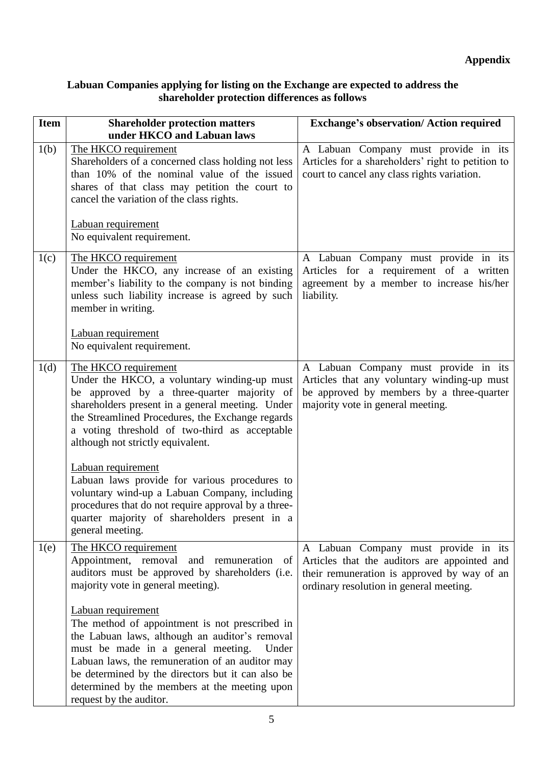**Appendix**

**Labuan Companies applying for listing on the Exchange are expected to address the shareholder protection differences as follows**

| Item | Shareholder protection matters under HKCO and Labuan laws | Exchange's observation/ Action required |
|---|---|---|
| 1(b) | The HKCO requirement<br>Shareholders of a concerned class holding not less than 10% of the nominal value of the issued shares of that class may petition the court to cancel the variation of the class rights.<br><br>Labuan requirement<br>No equivalent requirement. | A Labuan Company must provide in its Articles for a shareholders' right to petition to court to cancel any class rights variation. |
| 1(c) | The HKCO requirement<br>Under the HKCO, any increase of an existing member's liability to the company is not binding unless such liability increase is agreed by such member in writing.<br><br>Labuan requirement<br>No equivalent requirement. | A Labuan Company must provide in its Articles for a requirement of a written agreement by a member to increase his/her liability. |
| 1(d) | The HKCO requirement<br>Under the HKCO, a voluntary winding-up must be approved by a three-quarter majority of shareholders present in a general meeting. Under the Streamlined Procedures, the Exchange regards a voting threshold of two-third as acceptable although not strictly equivalent.<br><br>Labuan requirement<br>Labuan laws provide for various procedures to voluntary wind-up a Labuan Company, including procedures that do not require approval by a three-quarter majority of shareholders present in a general meeting. | A Labuan Company must provide in its Articles that any voluntary winding-up must be approved by members by a three-quarter majority vote in general meeting. |
| 1(e) | The HKCO requirement<br>Appointment, removal and remuneration of auditors must be approved by shareholders (i.e. majority vote in general meeting).<br><br>Labuan requirement<br>The method of appointment is not prescribed in the Labuan laws, although an auditor's removal must be made in a general meeting. Under Labuan laws, the remuneration of an auditor may be determined by the directors but it can also be determined by the members at the meeting upon request by the auditor. | A Labuan Company must provide in its Articles that the auditors are appointed and their remuneration is approved by way of an ordinary resolution in general meeting. |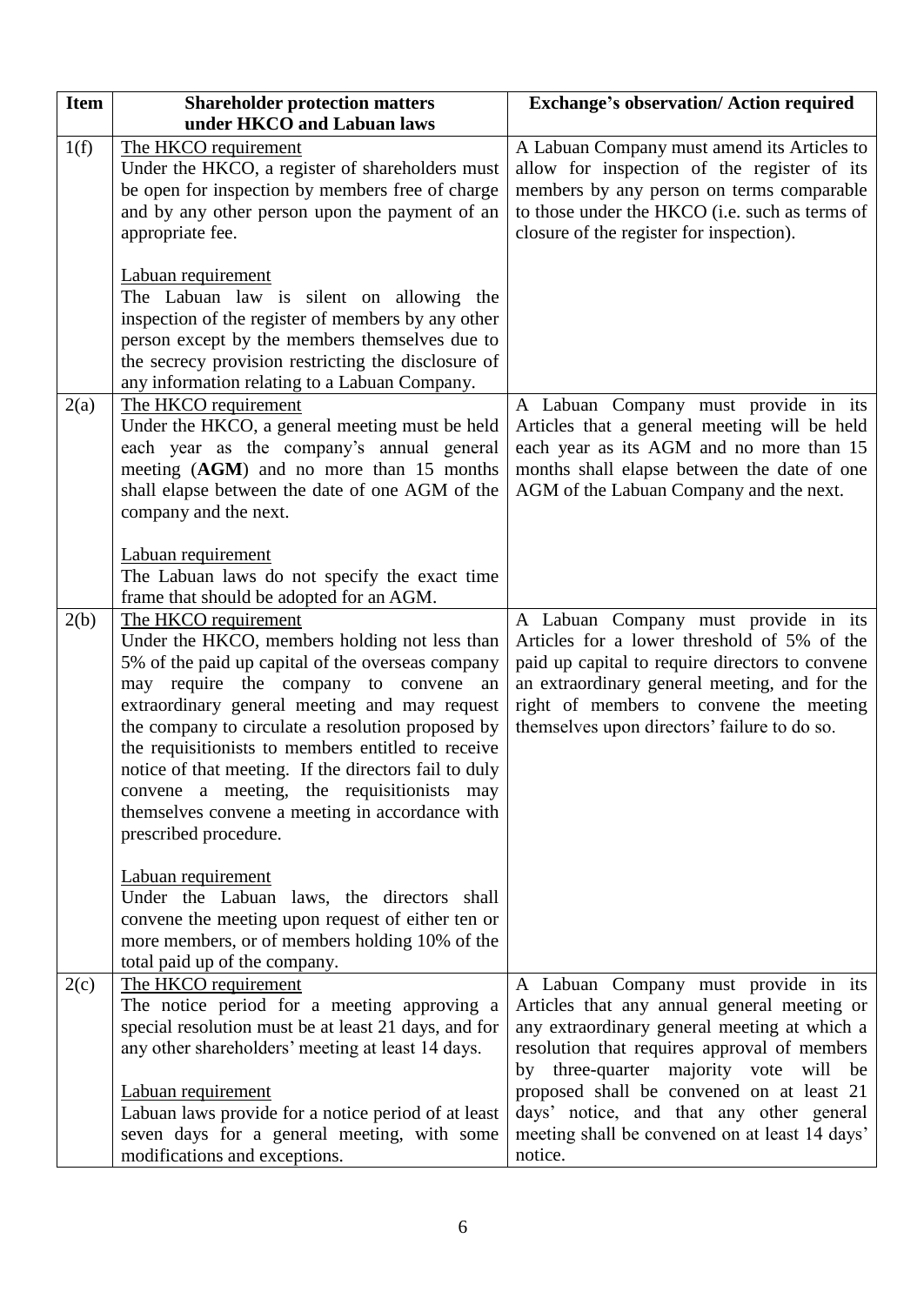| Item | Shareholder protection matters under HKCO and Labuan laws | Exchange's observation/ Action required |
|---|---|---|
| 1(f) | The HKCO requirement<br>Under the HKCO, a register of shareholders must be open for inspection by members free of charge and by any other person upon the payment of an appropriate fee.<br><br>Labuan requirement<br>The Labuan law is silent on allowing the inspection of the register of members by any other person except by the members themselves due to the secrecy provision restricting the disclosure of any information relating to a Labuan Company. | A Labuan Company must amend its Articles to allow for inspection of the register of its members by any person on terms comparable to those under the HKCO (i.e. such as terms of closure of the register for inspection). |
| 2(a) | The HKCO requirement<br>Under the HKCO, a general meeting must be held each year as the company's annual general meeting (**AGM**) and no more than 15 months shall elapse between the date of one AGM of the company and the next.<br><br>Labuan requirement<br>The Labuan laws do not specify the exact time frame that should be adopted for an AGM. | A Labuan Company must provide in its Articles that a general meeting will be held each year as its AGM and no more than 15 months shall elapse between the date of one AGM of the Labuan Company and the next. |
| 2(b) | The HKCO requirement<br>Under the HKCO, members holding not less than 5% of the paid up capital of the overseas company may require the company to convene an extraordinary general meeting and may request the company to circulate a resolution proposed by the requisitionists to members entitled to receive notice of that meeting. If the directors fail to duly convene a meeting, the requisitionists may themselves convene a meeting in accordance with prescribed procedure.<br><br>Labuan requirement<br>Under the Labuan laws, the directors shall convene the meeting upon request of either ten or more members, or of members holding 10% of the total paid up of the company. | A Labuan Company must provide in its Articles for a lower threshold of 5% of the paid up capital to require directors to convene an extraordinary general meeting, and for the right of members to convene the meeting themselves upon directors' failure to do so. |
| 2(c) | The HKCO requirement<br>The notice period for a meeting approving a special resolution must be at least 21 days, and for any other shareholders' meeting at least 14 days.<br><br>Labuan requirement<br>Labuan laws provide for a notice period of at least seven days for a general meeting, with some modifications and exceptions. | A Labuan Company must provide in its Articles that any annual general meeting or any extraordinary general meeting at which a resolution that requires approval of members by three-quarter majority vote will be proposed shall be convened on at least 21 days' notice, and that any other general meeting shall be convened on at least 14 days' notice. |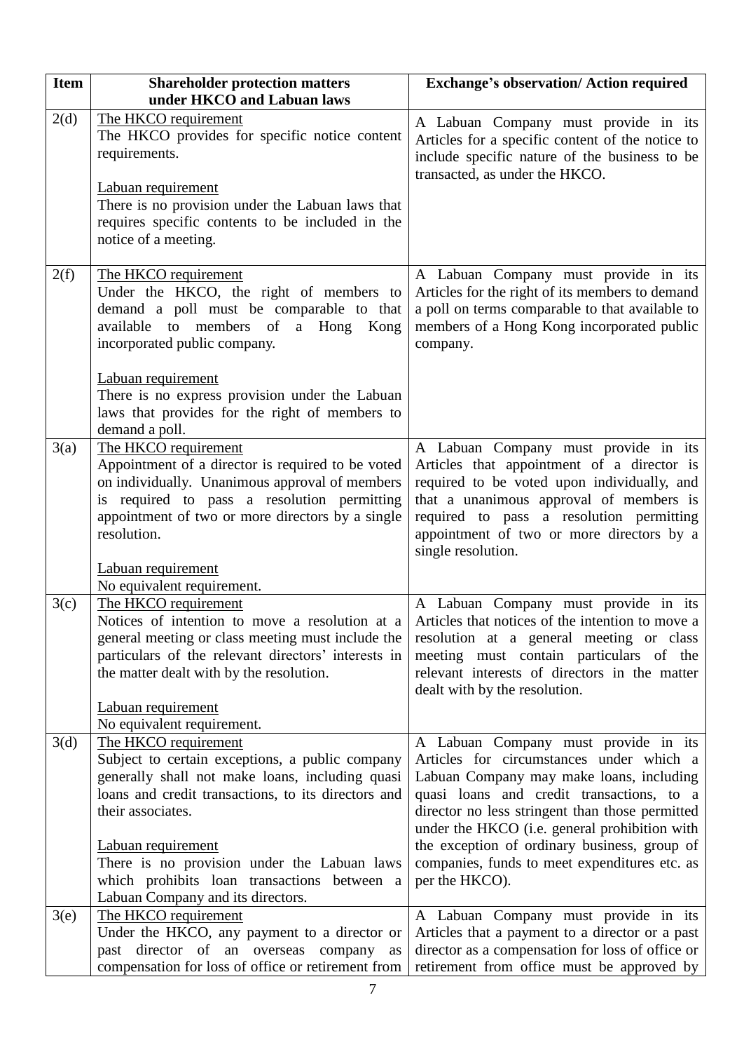| Item | Shareholder protection matters under HKCO and Labuan laws | Exchange's observation/ Action required |
| --- | --- | --- |
| 2(d) | <u>The HKCO requirement</u><br>The HKCO provides for specific notice content requirements.<br><br><u>Labuan requirement</u><br>There is no provision under the Labuan laws that requires specific contents to be included in the notice of a meeting. | A Labuan Company must provide in its Articles for a specific content of the notice to include specific nature of the business to be transacted, as under the HKCO. |
| 2(f) | <u>The HKCO requirement</u><br>Under the HKCO, the right of members to demand a poll must be comparable to that available to members of a Hong Kong incorporated public company.<br><br><u>Labuan requirement</u><br>There is no express provision under the Labuan laws that provides for the right of members to demand a poll. | A Labuan Company must provide in its Articles for the right of its members to demand a poll on terms comparable to that available to members of a Hong Kong incorporated public company. |
| 3(a) | <u>The HKCO requirement</u><br>Appointment of a director is required to be voted on individually. Unanimous approval of members is required to pass a resolution permitting appointment of two or more directors by a single resolution.<br><br><u>Labuan requirement</u><br>No equivalent requirement. | A Labuan Company must provide in its Articles that appointment of a director is required to be voted upon individually, and that a unanimous approval of members is required to pass a resolution permitting appointment of two or more directors by a single resolution. |
| 3(c) | <u>The HKCO requirement</u><br>Notices of intention to move a resolution at a general meeting or class meeting must include the particulars of the relevant directors' interests in the matter dealt with by the resolution.<br><br><u>Labuan requirement</u><br>No equivalent requirement. | A Labuan Company must provide in its Articles that notices of the intention to move a resolution at a general meeting or class meeting must contain particulars of the relevant interests of directors in the matter dealt with by the resolution. |
| 3(d) | <u>The HKCO requirement</u><br>Subject to certain exceptions, a public company generally shall not make loans, including quasi loans and credit transactions, to its directors and their associates.<br><br><u>Labuan requirement</u><br>There is no provision under the Labuan laws which prohibits loan transactions between a Labuan Company and its directors. | A Labuan Company must provide in its Articles for circumstances under which a Labuan Company may make loans, including quasi loans and credit transactions, to a director no less stringent than those permitted under the HKCO (i.e. general prohibition with the exception of ordinary business, group of companies, funds to meet expenditures etc. as per the HKCO). |
| 3(e) | <u>The HKCO requirement</u><br>Under the HKCO, any payment to a director or past director of an overseas company as compensation for loss of office or retirement from | A Labuan Company must provide in its Articles that a payment to a director or a past director as a compensation for loss of office or retirement from office must be approved by |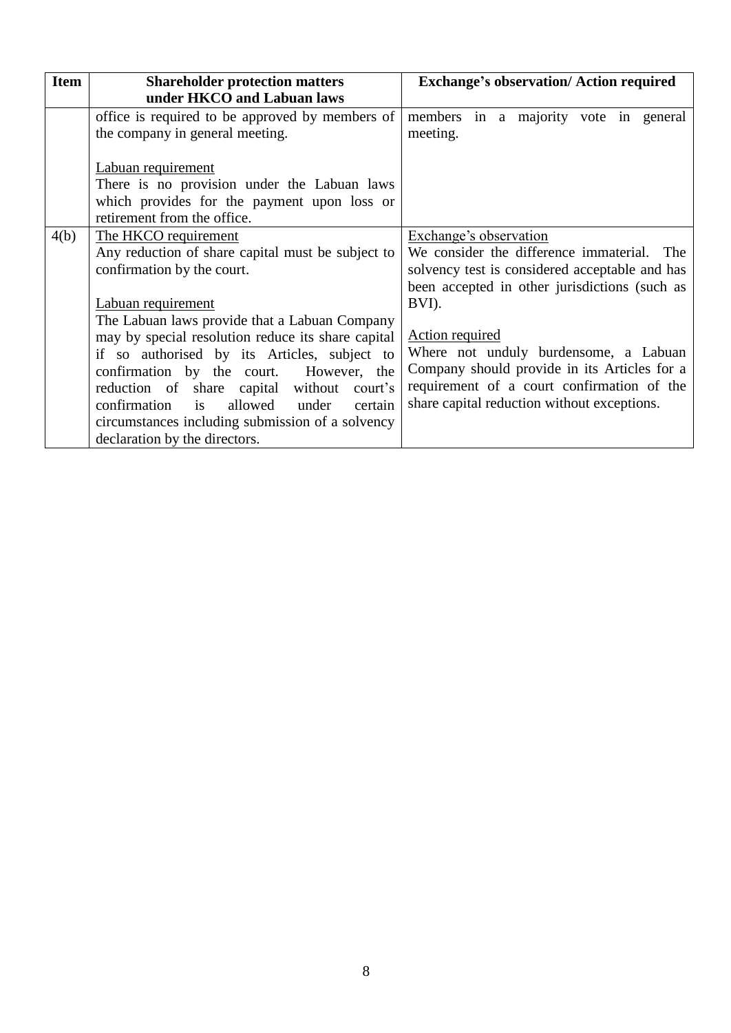| Item | Shareholder protection matters under HKCO and Labuan laws | Exchange's observation/ Action required |
| --- | --- | --- |
| | office is required to be approved by members of the company in general meeting.<br><br><u>Labuan requirement</u><br>There is no provision under the Labuan laws which provides for the payment upon loss or retirement from the office. | members in a majority vote in general meeting. |
| 4(b) | <u>The HKCO requirement</u><br>Any reduction of share capital must be subject to confirmation by the court.<br><br><u>Labuan requirement</u><br>The Labuan laws provide that a Labuan Company may by special resolution reduce its share capital if so authorised by its Articles, subject to confirmation by the court. However, the reduction of share capital without court's confirmation is allowed under certain circumstances including submission of a solvency declaration by the directors. | <u>Exchange's observation</u><br>We consider the difference immaterial. The solvency test is considered acceptable and has been accepted in other jurisdictions (such as BVI).<br><br><u>Action required</u><br>Where not unduly burdensome, a Labuan Company should provide in its Articles for a requirement of a court confirmation of the share capital reduction without exceptions. |